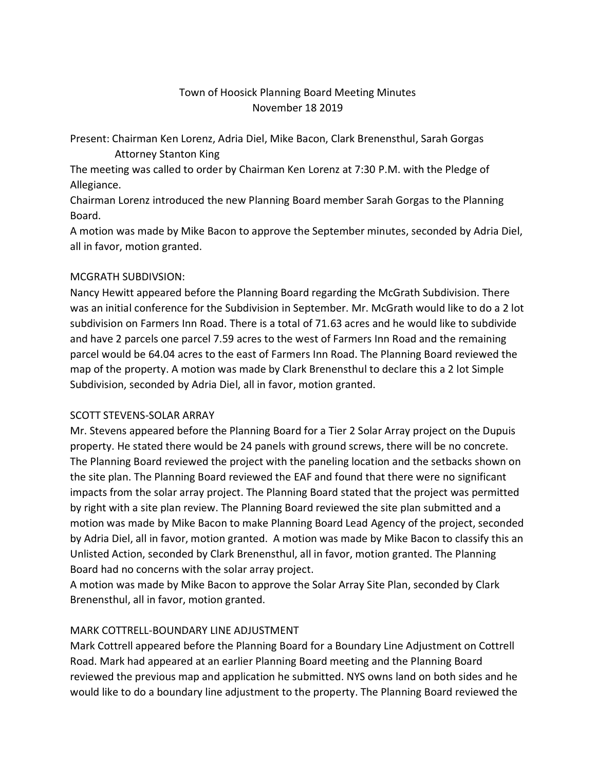# Town of Hoosick Planning Board Meeting Minutes
November 18 2019

Present: Chairman Ken Lorenz, Adria Diel, Mike Bacon, Clark Brenensthul, Sarah Gorgas
Attorney Stanton King

The meeting was called to order by Chairman Ken Lorenz at 7:30 P.M. with the Pledge of Allegiance.

Chairman Lorenz introduced the new Planning Board member Sarah Gorgas to the Planning Board.

A motion was made by Mike Bacon to approve the September minutes, seconded by Adria Diel, all in favor, motion granted.

## MCGRATH SUBDIVSION:

Nancy Hewitt appeared before the Planning Board regarding the McGrath Subdivision. There was an initial conference for the Subdivision in September. Mr. McGrath would like to do a 2 lot subdivision on Farmers Inn Road. There is a total of 71.63 acres and he would like to subdivide and have 2 parcels one parcel 7.59 acres to the west of Farmers Inn Road and the remaining parcel would be 64.04 acres to the east of Farmers Inn Road. The Planning Board reviewed the map of the property. A motion was made by Clark Brenensthul to declare this a 2 lot Simple Subdivision, seconded by Adria Diel, all in favor, motion granted.

## SCOTT STEVENS-SOLAR ARRAY

Mr. Stevens appeared before the Planning Board for a Tier 2 Solar Array project on the Dupuis property. He stated there would be 24 panels with ground screws, there will be no concrete. The Planning Board reviewed the project with the paneling location and the setbacks shown on the site plan. The Planning Board reviewed the EAF and found that there were no significant impacts from the solar array project. The Planning Board stated that the project was permitted by right with a site plan review. The Planning Board reviewed the site plan submitted and a motion was made by Mike Bacon to make Planning Board Lead Agency of the project, seconded by Adria Diel, all in favor, motion granted. A motion was made by Mike Bacon to classify this an Unlisted Action, seconded by Clark Brenensthul, all in favor, motion granted. The Planning Board had no concerns with the solar array project.

A motion was made by Mike Bacon to approve the Solar Array Site Plan, seconded by Clark Brenensthul, all in favor, motion granted.

## MARK COTTRELL-BOUNDARY LINE ADJUSTMENT

Mark Cottrell appeared before the Planning Board for a Boundary Line Adjustment on Cottrell Road. Mark had appeared at an earlier Planning Board meeting and the Planning Board reviewed the previous map and application he submitted. NYS owns land on both sides and he would like to do a boundary line adjustment to the property. The Planning Board reviewed the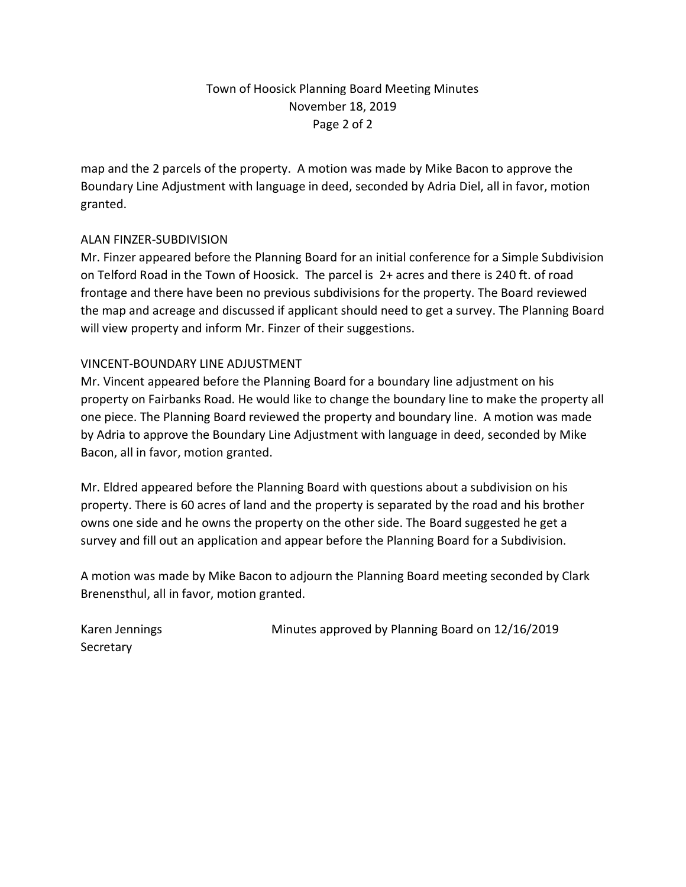map and the 2 parcels of the property. A motion was made by Mike Bacon to approve the Boundary Line Adjustment with language in deed, seconded by Adria Diel, all in favor, motion granted.

ALAN FINZER-SUBDIVISION

Mr. Finzer appeared before the Planning Board for an initial conference for a Simple Subdivision on Telford Road in the Town of Hoosick. The parcel is 2+ acres and there is 240 ft. of road frontage and there have been no previous subdivisions for the property. The Board reviewed the map and acreage and discussed if applicant should need to get a survey. The Planning Board will view property and inform Mr. Finzer of their suggestions.

VINCENT-BOUNDARY LINE ADJUSTMENT

Mr. Vincent appeared before the Planning Board for a boundary line adjustment on his property on Fairbanks Road. He would like to change the boundary line to make the property all one piece. The Planning Board reviewed the property and boundary line. A motion was made by Adria to approve the Boundary Line Adjustment with language in deed, seconded by Mike Bacon, all in favor, motion granted.

Mr. Eldred appeared before the Planning Board with questions about a subdivision on his property. There is 60 acres of land and the property is separated by the road and his brother owns one side and he owns the property on the other side. The Board suggested he get a survey and fill out an application and appear before the Planning Board for a Subdivision.

A motion was made by Mike Bacon to adjourn the Planning Board meeting seconded by Clark Brenensthul, all in favor, motion granted.

Karen Jennings
Secretary

Minutes approved by Planning Board on 12/16/2019